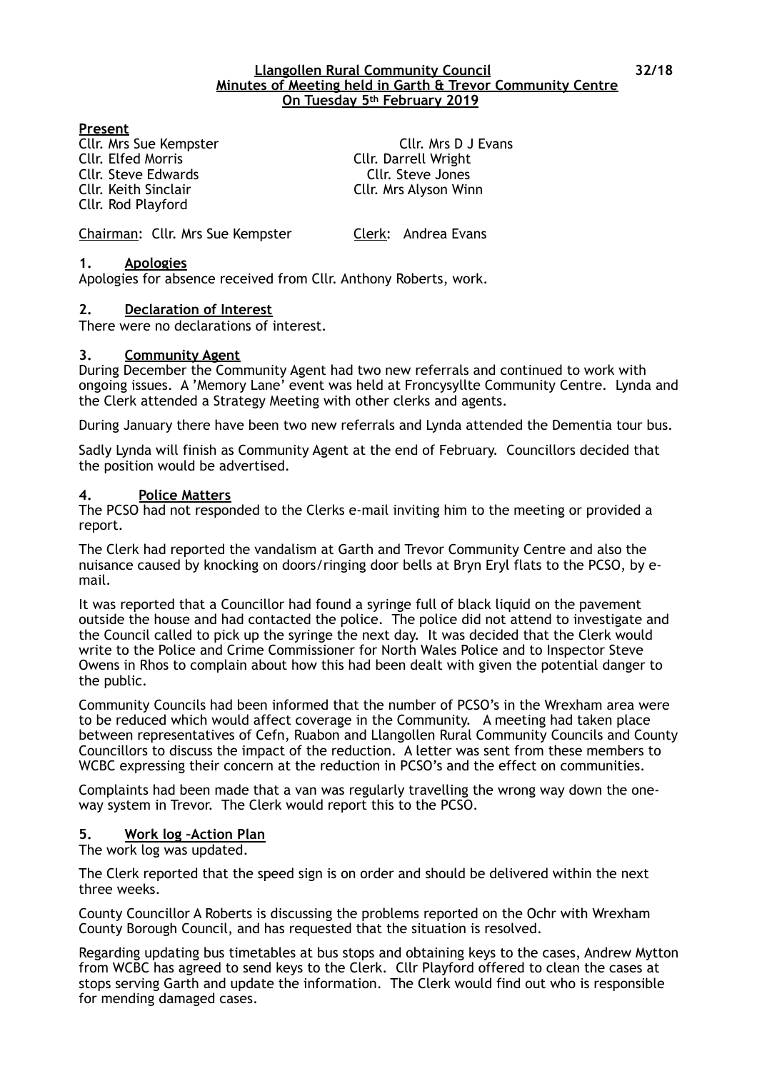**Llangollen Rural Community Council**
**Minutes of Meeting held in Garth & Trevor Community Centre**
**On Tuesday 5th February 2019**

32/18

**Present**

Cllr. Mrs Sue Kempster
Cllr. Mrs D J Evans
Cllr. Elfed Morris
Cllr. Darrell Wright
Cllr. Steve Edwards
Cllr. Steve Jones
Cllr. Keith Sinclair
Cllr. Mrs Alyson Winn
Cllr. Rod Playford

Chairman: Cllr. Mrs Sue Kempster    Clerk: Andrea Evans

## 1. Apologies

Apologies for absence received from Cllr. Anthony Roberts, work.

## 2. Declaration of Interest

There were no declarations of interest.

## 3. Community Agent

During December the Community Agent had two new referrals and continued to work with ongoing issues. A 'Memory Lane' event was held at Froncysyllte Community Centre. Lynda and the Clerk attended a Strategy Meeting with other clerks and agents.

During January there have been two new referrals and Lynda attended the Dementia tour bus.

Sadly Lynda will finish as Community Agent at the end of February. Councillors decided that the position would be advertised.

## 4. Police Matters

The PCSO had not responded to the Clerks e-mail inviting him to the meeting or provided a report.

The Clerk had reported the vandalism at Garth and Trevor Community Centre and also the nuisance caused by knocking on doors/ringing door bells at Bryn Eryl flats to the PCSO, by e-mail.

It was reported that a Councillor had found a syringe full of black liquid on the pavement outside the house and had contacted the police. The police did not attend to investigate and the Council called to pick up the syringe the next day. It was decided that the Clerk would write to the Police and Crime Commissioner for North Wales Police and to Inspector Steve Owens in Rhos to complain about how this had been dealt with given the potential danger to the public.

Community Councils had been informed that the number of PCSO's in the Wrexham area were to be reduced which would affect coverage in the Community. A meeting had taken place between representatives of Cefn, Ruabon and Llangollen Rural Community Councils and County Councillors to discuss the impact of the reduction. A letter was sent from these members to WCBC expressing their concern at the reduction in PCSO's and the effect on communities.

Complaints had been made that a van was regularly travelling the wrong way down the one-way system in Trevor. The Clerk would report this to the PCSO.

## 5. Work log –Action Plan

The work log was updated.

The Clerk reported that the speed sign is on order and should be delivered within the next three weeks.

County Councillor A Roberts is discussing the problems reported on the Ochr with Wrexham County Borough Council, and has requested that the situation is resolved.

Regarding updating bus timetables at bus stops and obtaining keys to the cases, Andrew Mytton from WCBC has agreed to send keys to the Clerk. Cllr Playford offered to clean the cases at stops serving Garth and update the information. The Clerk would find out who is responsible for mending damaged cases.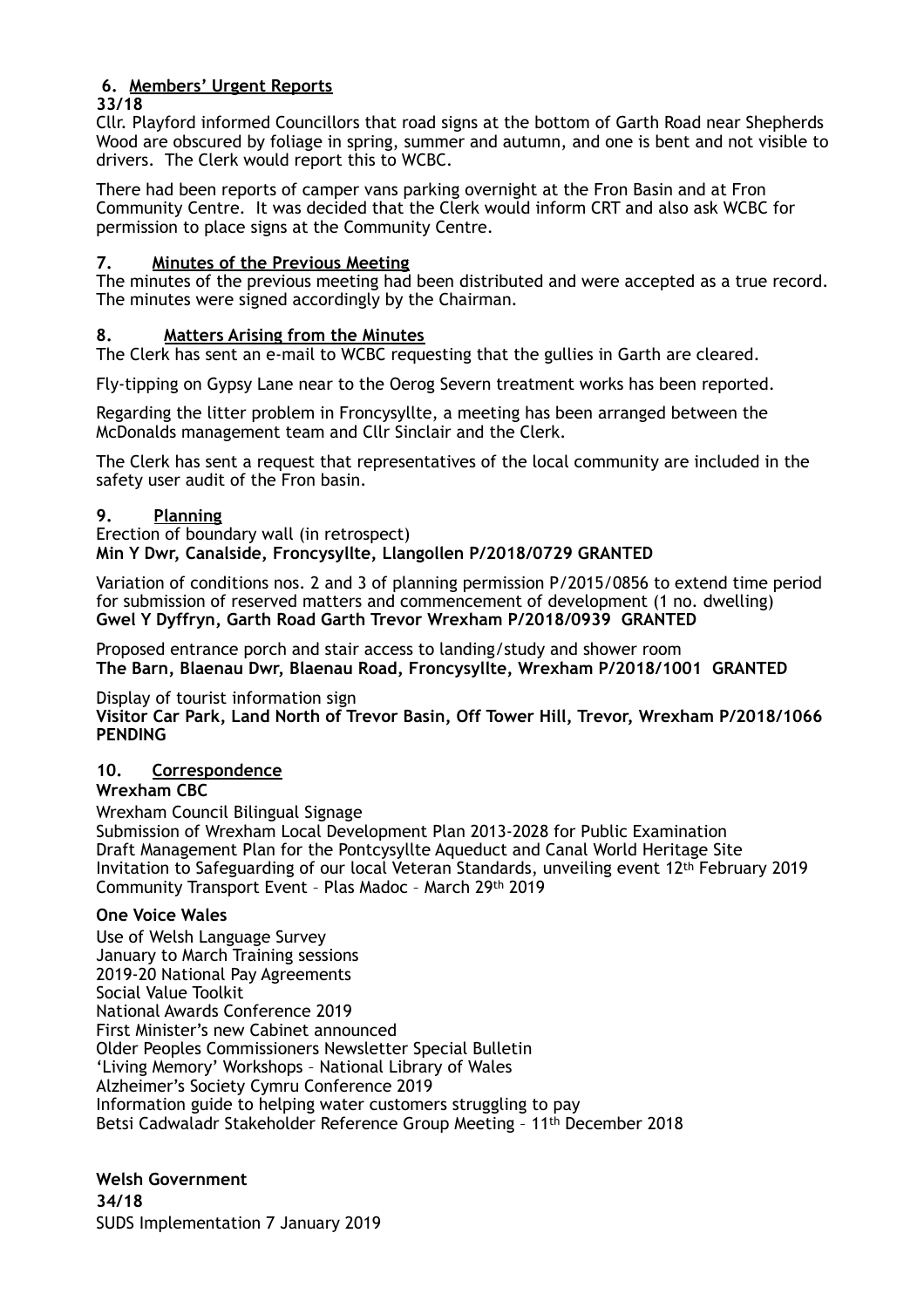## 6. Members' Urgent Reports

**33/18**

Cllr. Playford informed Councillors that road signs at the bottom of Garth Road near Shepherds Wood are obscured by foliage in spring, summer and autumn, and one is bent and not visible to drivers. The Clerk would report this to WCBC.

There had been reports of camper vans parking overnight at the Fron Basin and at Fron Community Centre. It was decided that the Clerk would inform CRT and also ask WCBC for permission to place signs at the Community Centre.

## 7. Minutes of the Previous Meeting

The minutes of the previous meeting had been distributed and were accepted as a true record. The minutes were signed accordingly by the Chairman.

## 8. Matters Arising from the Minutes

The Clerk has sent an e-mail to WCBC requesting that the gullies in Garth are cleared.

Fly-tipping on Gypsy Lane near to the Oerog Severn treatment works has been reported.

Regarding the litter problem in Froncysyllte, a meeting has been arranged between the McDonalds management team and Cllr Sinclair and the Clerk.

The Clerk has sent a request that representatives of the local community are included in the safety user audit of the Fron basin.

## 9. Planning

Erection of boundary wall (in retrospect)
**Min Y Dwr, Canalside, Froncysyllte, Llangollen P/2018/0729 GRANTED**

Variation of conditions nos. 2 and 3 of planning permission P/2015/0856 to extend time period for submission of reserved matters and commencement of development (1 no. dwelling)
**Gwel Y Dyffryn, Garth Road Garth Trevor Wrexham P/2018/0939 GRANTED**

Proposed entrance porch and stair access to landing/study and shower room
**The Barn, Blaenau Dwr, Blaenau Road, Froncysyllte, Wrexham P/2018/1001 GRANTED**

Display of tourist information sign
**Visitor Car Park, Land North of Trevor Basin, Off Tower Hill, Trevor, Wrexham P/2018/1066 PENDING**

## 10. Correspondence

**Wrexham CBC**

Wrexham Council Bilingual Signage
Submission of Wrexham Local Development Plan 2013-2028 for Public Examination
Draft Management Plan for the Pontcysyllte Aqueduct and Canal World Heritage Site
Invitation to Safeguarding of our local Veteran Standards, unveiling event 12th February 2019
Community Transport Event – Plas Madoc – March 29th 2019

**One Voice Wales**

Use of Welsh Language Survey
January to March Training sessions
2019-20 National Pay Agreements
Social Value Toolkit
National Awards Conference 2019
First Minister's new Cabinet announced
Older Peoples Commissioners Newsletter Special Bulletin
'Living Memory' Workshops – National Library of Wales
Alzheimer's Society Cymru Conference 2019
Information guide to helping water customers struggling to pay
Betsi Cadwaladr Stakeholder Reference Group Meeting – 11th December 2018

**Welsh Government**

**34/18**

SUDS Implementation 7 January 2019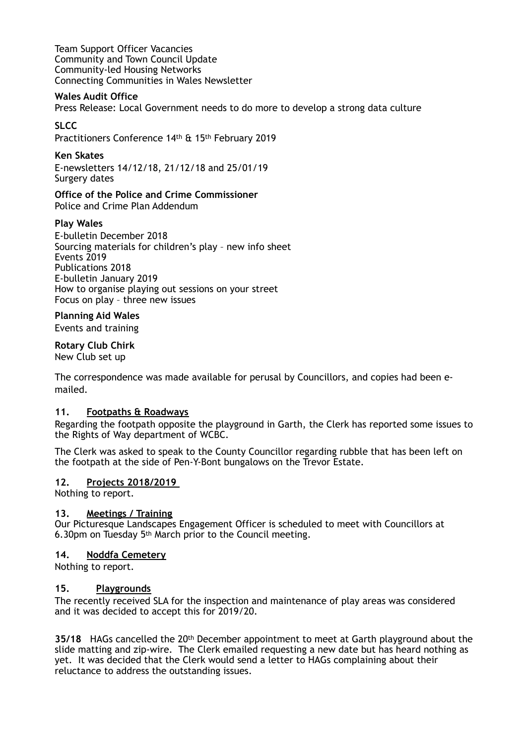Team Support Officer Vacancies
Community and Town Council Update
Community-led Housing Networks
Connecting Communities in Wales Newsletter

**Wales Audit Office**
Press Release: Local Government needs to do more to develop a strong data culture

**SLCC**
Practitioners Conference 14th & 15th February 2019

**Ken Skates**
E-newsletters 14/12/18, 21/12/18 and 25/01/19
Surgery dates

**Office of the Police and Crime Commissioner**
Police and Crime Plan Addendum

**Play Wales**
E-bulletin December 2018
Sourcing materials for children's play – new info sheet
Events 2019
Publications 2018
E-bulletin January 2019
How to organise playing out sessions on your street
Focus on play – three new issues

**Planning Aid Wales**
Events and training

**Rotary Club Chirk**
New Club set up

The correspondence was made available for perusal by Councillors, and copies had been e-mailed.

**11. Footpaths & Roadways**

Regarding the footpath opposite the playground in Garth, the Clerk has reported some issues to the Rights of Way department of WCBC.

The Clerk was asked to speak to the County Councillor regarding rubble that has been left on the footpath at the side of Pen-Y-Bont bungalows on the Trevor Estate.

**12. Projects 2018/2019**

Nothing to report.

**13. Meetings / Training**

Our Picturesque Landscapes Engagement Officer is scheduled to meet with Councillors at 6.30pm on Tuesday 5th March prior to the Council meeting.

**14. Noddfa Cemetery**

Nothing to report.

**15. Playgrounds**

The recently received SLA for the inspection and maintenance of play areas was considered and it was decided to accept this for 2019/20.

**35/18** HAGs cancelled the 20th December appointment to meet at Garth playground about the slide matting and zip-wire. The Clerk emailed requesting a new date but has heard nothing as yet. It was decided that the Clerk would send a letter to HAGs complaining about their reluctance to address the outstanding issues.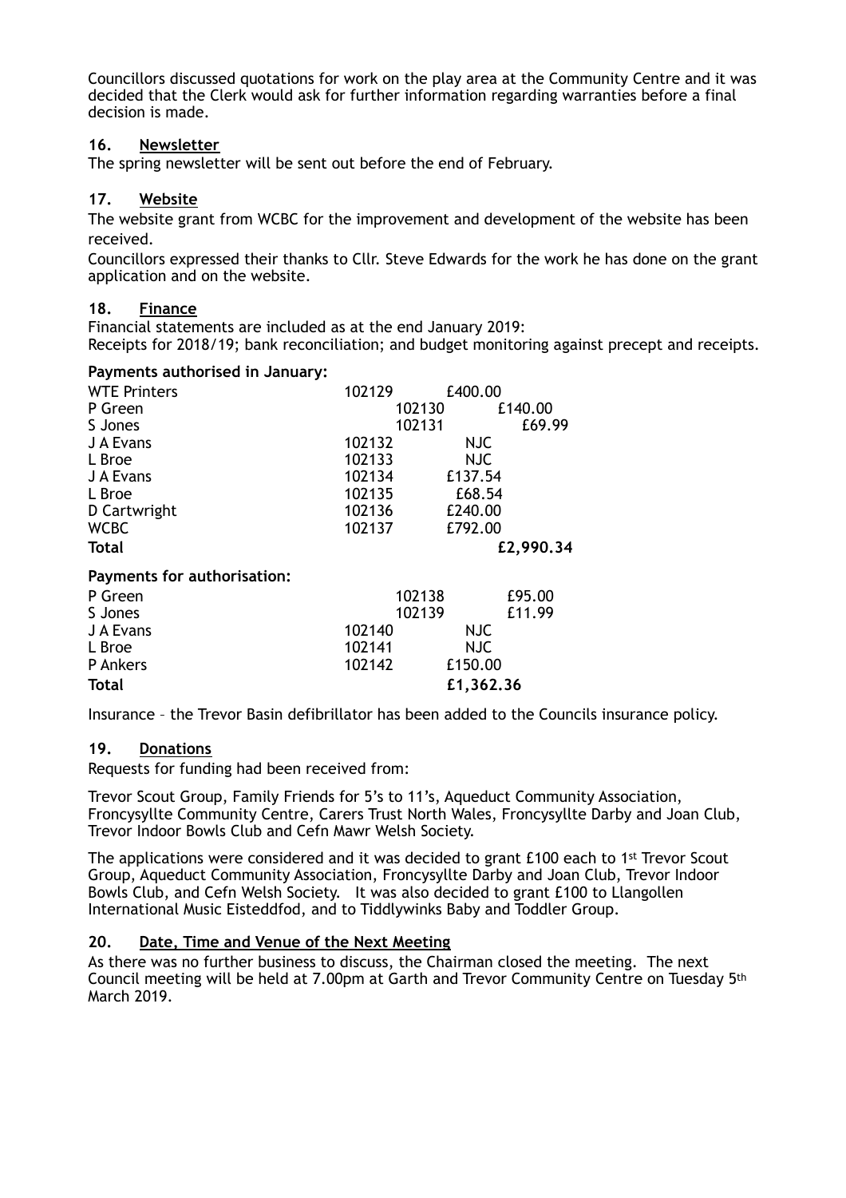Councillors discussed quotations for work on the play area at the Community Centre and it was decided that the Clerk would ask for further information regarding warranties before a final decision is made.

### 16. Newsletter

The spring newsletter will be sent out before the end of February.

### 17. Website

The website grant from WCBC for the improvement and development of the website has been received.

Councillors expressed their thanks to Cllr. Steve Edwards for the work he has done on the grant application and on the website.

### 18. Finance

Financial statements are included as at the end January 2019:
Receipts for 2018/19; bank reconciliation; and budget monitoring against precept and receipts.

**Payments authorised in January:**

| | | |
|---|---|---|
| WTE Printers | 102129 | £400.00 |
| P Green | 102130 | £140.00 |
| S Jones | 102131 | £69.99 |
| J A Evans | 102132 | NJC |
| L Broe | 102133 | NJC |
| J A Evans | 102134 | £137.54 |
| L Broe | 102135 | £68.54 |
| D Cartwright | 102136 | £240.00 |
| WCBC | 102137 | £792.00 |
| **Total** | | **£2,990.34** |

**Payments for authorisation:**

| | | |
|---|---|---|
| P Green | 102138 | £95.00 |
| S Jones | 102139 | £11.99 |
| J A Evans | 102140 | NJC |
| L Broe | 102141 | NJC |
| P Ankers | 102142 | £150.00 |
| **Total** | | **£1,362.36** |

Insurance – the Trevor Basin defibrillator has been added to the Councils insurance policy.

### 19. Donations

Requests for funding had been received from:

Trevor Scout Group, Family Friends for 5's to 11's, Aqueduct Community Association, Froncysyllte Community Centre, Carers Trust North Wales, Froncysyllte Darby and Joan Club, Trevor Indoor Bowls Club and Cefn Mawr Welsh Society.

The applications were considered and it was decided to grant £100 each to 1st Trevor Scout Group, Aqueduct Community Association, Froncysyllte Darby and Joan Club, Trevor Indoor Bowls Club, and Cefn Welsh Society. It was also decided to grant £100 to Llangollen International Music Eisteddfod, and to Tiddlywinks Baby and Toddler Group.

### 20. Date, Time and Venue of the Next Meeting

As there was no further business to discuss, the Chairman closed the meeting. The next Council meeting will be held at 7.00pm at Garth and Trevor Community Centre on Tuesday 5th March 2019.